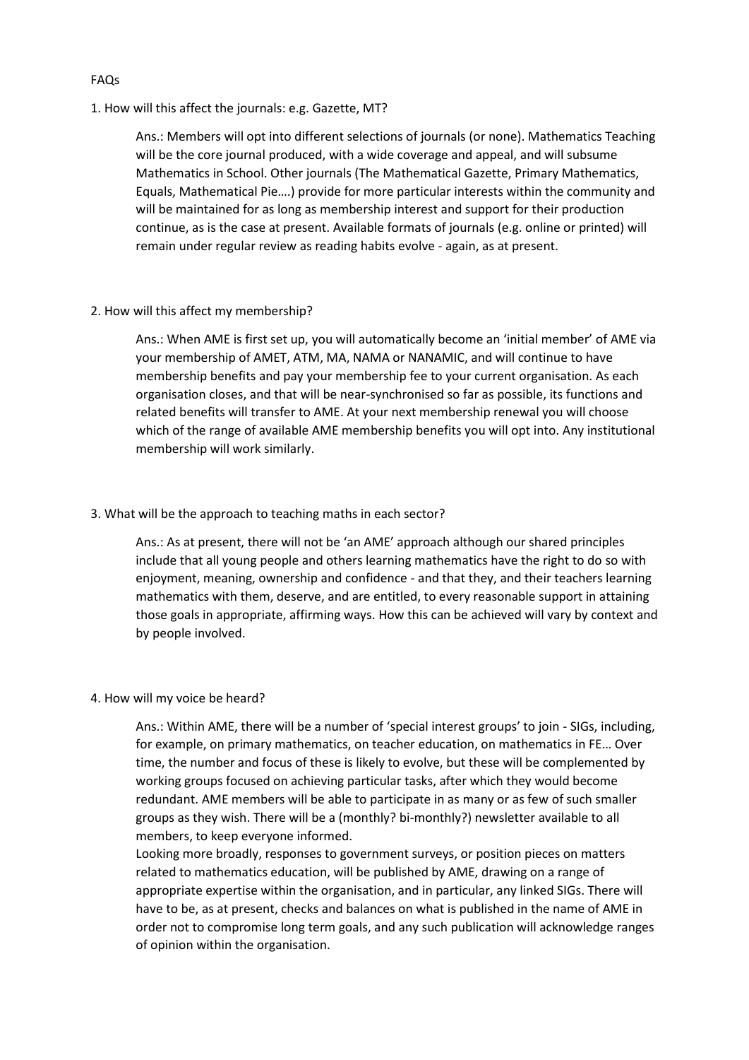FAQs

1. How will this affect the journals: e.g. Gazette, MT?

Ans.: Members will opt into different selections of journals (or none). Mathematics Teaching will be the core journal produced, with a wide coverage and appeal, and will subsume Mathematics in School. Other journals (The Mathematical Gazette, Primary Mathematics, Equals, Mathematical Pie….) provide for more particular interests within the community and will be maintained for as long as membership interest and support for their production continue, as is the case at present. Available formats of journals (e.g. online or printed) will remain under regular review as reading habits evolve - again, as at present.

2. How will this affect my membership?

Ans.: When AME is first set up, you will automatically become an 'initial member' of AME via your membership of AMET, ATM, MA, NAMA or NANAMIC, and will continue to have membership benefits and pay your membership fee to your current organisation. As each organisation closes, and that will be near-synchronised so far as possible, its functions and related benefits will transfer to AME. At your next membership renewal you will choose which of the range of available AME membership benefits you will opt into. Any institutional membership will work similarly.

3. What will be the approach to teaching maths in each sector?

Ans.: As at present, there will not be 'an AME' approach although our shared principles include that all young people and others learning mathematics have the right to do so with enjoyment, meaning, ownership and confidence - and that they, and their teachers learning mathematics with them, deserve, and are entitled, to every reasonable support in attaining those goals in appropriate, affirming ways. How this can be achieved will vary by context and by people involved.

4. How will my voice be heard?

Ans.: Within AME, there will be a number of 'special interest groups' to join - SIGs, including, for example, on primary mathematics, on teacher education, on mathematics in FE… Over time, the number and focus of these is likely to evolve, but these will be complemented by working groups focused on achieving particular tasks, after which they would become redundant. AME members will be able to participate in as many or as few of such smaller groups as they wish. There will be a (monthly? bi-monthly?) newsletter available to all members, to keep everyone informed.
Looking more broadly, responses to government surveys, or position pieces on matters related to mathematics education, will be published by AME, drawing on a range of appropriate expertise within the organisation, and in particular, any linked SIGs. There will have to be, as at present, checks and balances on what is published in the name of AME in order not to compromise long term goals, and any such publication will acknowledge ranges of opinion within the organisation.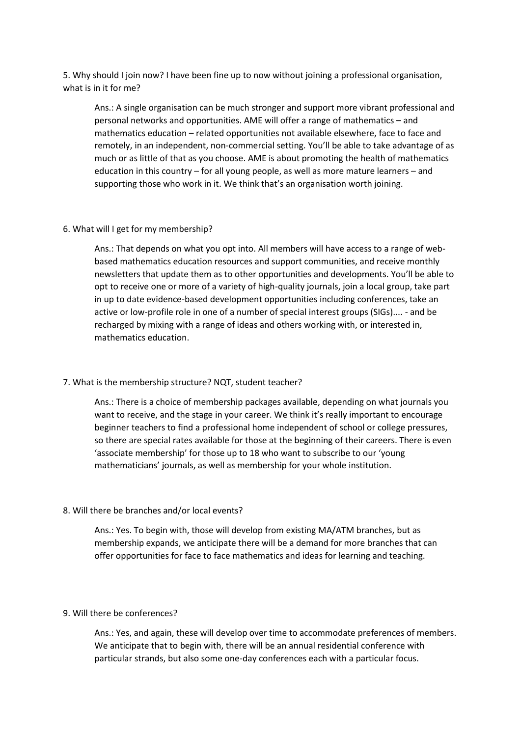5. Why should I join now? I have been fine up to now without joining a professional organisation, what is in it for me?

> Ans.: A single organisation can be much stronger and support more vibrant professional and personal networks and opportunities. AME will offer a range of mathematics – and mathematics education – related opportunities not available elsewhere, face to face and remotely, in an independent, non-commercial setting. You'll be able to take advantage of as much or as little of that as you choose. AME is about promoting the health of mathematics education in this country – for all young people, as well as more mature learners – and supporting those who work in it. We think that's an organisation worth joining.

6. What will I get for my membership?

> Ans.: That depends on what you opt into. All members will have access to a range of web-based mathematics education resources and support communities, and receive monthly newsletters that update them as to other opportunities and developments. You'll be able to opt to receive one or more of a variety of high-quality journals, join a local group, take part in up to date evidence-based development opportunities including conferences, take an active or low-profile role in one of a number of special interest groups (SIGs).... - and be recharged by mixing with a range of ideas and others working with, or interested in, mathematics education.

7. What is the membership structure? NQT, student teacher?

> Ans.: There is a choice of membership packages available, depending on what journals you want to receive, and the stage in your career. We think it's really important to encourage beginner teachers to find a professional home independent of school or college pressures, so there are special rates available for those at the beginning of their careers. There is even 'associate membership' for those up to 18 who want to subscribe to our 'young mathematicians' journals, as well as membership for your whole institution.

8. Will there be branches and/or local events?

> Ans.: Yes. To begin with, those will develop from existing MA/ATM branches, but as membership expands, we anticipate there will be a demand for more branches that can offer opportunities for face to face mathematics and ideas for learning and teaching.

9. Will there be conferences?

> Ans.: Yes, and again, these will develop over time to accommodate preferences of members. We anticipate that to begin with, there will be an annual residential conference with particular strands, but also some one-day conferences each with a particular focus.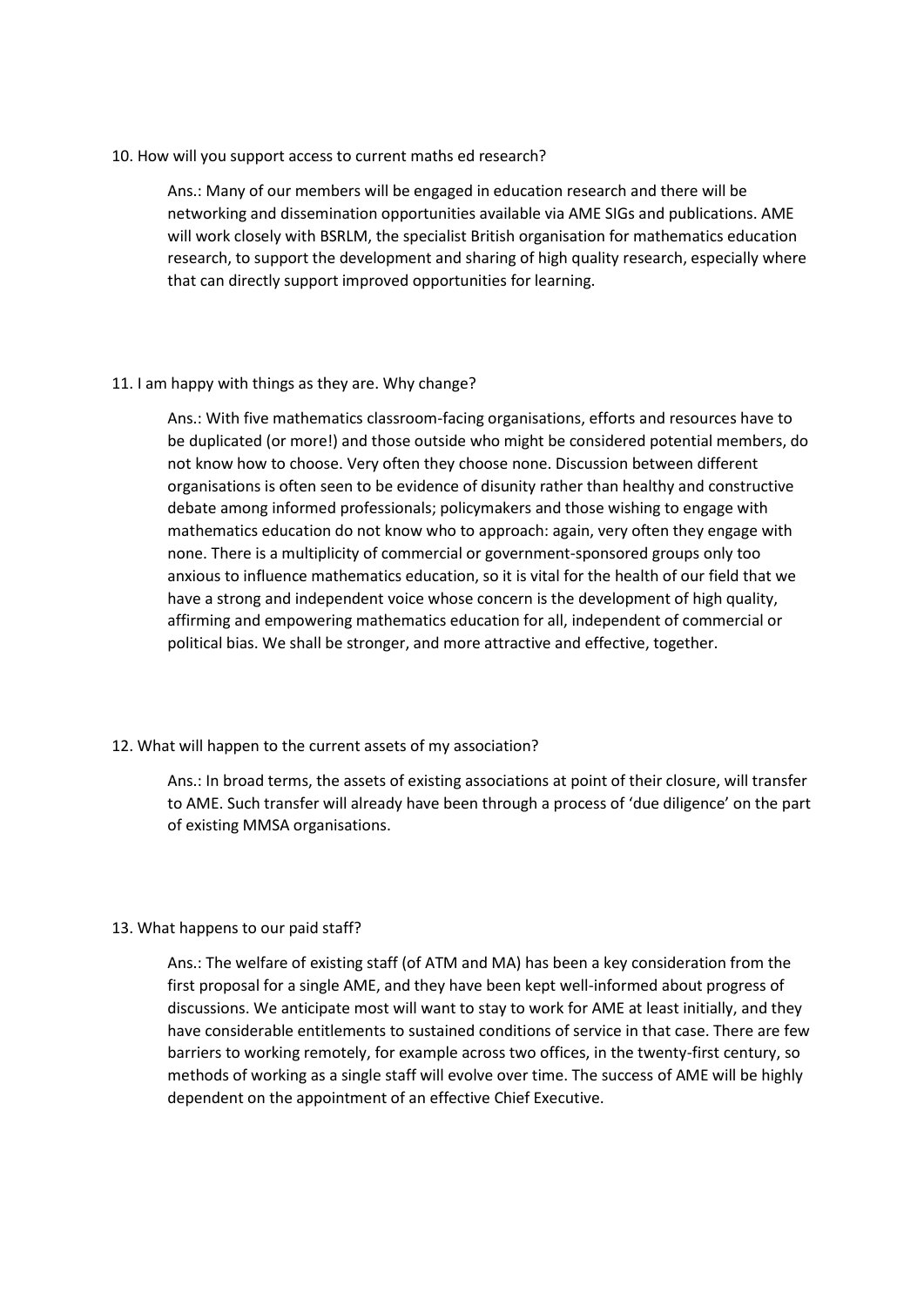10. How will you support access to current maths ed research?

Ans.: Many of our members will be engaged in education research and there will be networking and dissemination opportunities available via AME SIGs and publications. AME will work closely with BSRLM, the specialist British organisation for mathematics education research, to support the development and sharing of high quality research, especially where that can directly support improved opportunities for learning.

11. I am happy with things as they are. Why change?

Ans.: With five mathematics classroom-facing organisations, efforts and resources have to be duplicated (or more!) and those outside who might be considered potential members, do not know how to choose. Very often they choose none. Discussion between different organisations is often seen to be evidence of disunity rather than healthy and constructive debate among informed professionals; policymakers and those wishing to engage with mathematics education do not know who to approach: again, very often they engage with none. There is a multiplicity of commercial or government-sponsored groups only too anxious to influence mathematics education, so it is vital for the health of our field that we have a strong and independent voice whose concern is the development of high quality, affirming and empowering mathematics education for all, independent of commercial or political bias. We shall be stronger, and more attractive and effective, together.

12. What will happen to the current assets of my association?

Ans.: In broad terms, the assets of existing associations at point of their closure, will transfer to AME. Such transfer will already have been through a process of 'due diligence' on the part of existing MMSA organisations.

13. What happens to our paid staff?

Ans.: The welfare of existing staff (of ATM and MA) has been a key consideration from the first proposal for a single AME, and they have been kept well-informed about progress of discussions. We anticipate most will want to stay to work for AME at least initially, and they have considerable entitlements to sustained conditions of service in that case. There are few barriers to working remotely, for example across two offices, in the twenty-first century, so methods of working as a single staff will evolve over time. The success of AME will be highly dependent on the appointment of an effective Chief Executive.